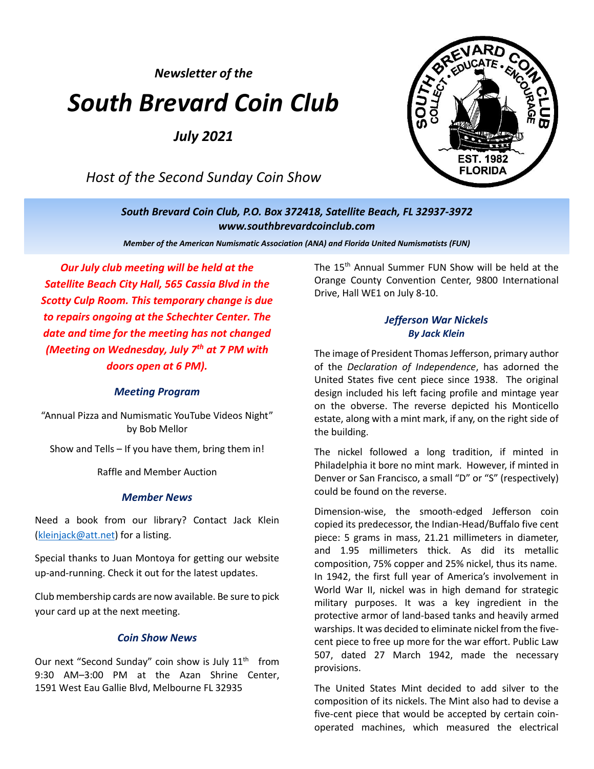*Newsletter of the*

# *South Brevard Coin Club*

***July 2021***

*Host of the Second Sunday Coin Show*

***South Brevard Coin Club, P.O. Box 372418, Satellite Beach, FL 32937-3972***
***www.southbrevardcoinclub.com***

***Member of the American Numismatic Association (ANA) and Florida United Numismatists (FUN)***

***Our July club meeting will be held at the Satellite Beach City Hall, 565 Cassia Blvd in the Scotty Culp Room. This temporary change is due to repairs ongoing at the Schechter Center. The date and time for the meeting has not changed (Meeting on Wednesday, July 7th at 7 PM with doors open at 6 PM).***

### *Meeting Program*

"Annual Pizza and Numismatic YouTube Videos Night" by Bob Mellor

Show and Tells – If you have them, bring them in!

Raffle and Member Auction

### *Member News*

Need a book from our library? Contact Jack Klein (kleinjack@att.net) for a listing.

Special thanks to Juan Montoya for getting our website up-and-running. Check it out for the latest updates.

Club membership cards are now available. Be sure to pick your card up at the next meeting.

### *Coin Show News*

Our next "Second Sunday" coin show is July 11th from 9:30 AM–3:00 PM at the Azan Shrine Center, 1591 West Eau Gallie Blvd, Melbourne FL 32935

The 15th Annual Summer FUN Show will be held at the Orange County Convention Center, 9800 International Drive, Hall WE1 on July 8-10.

### *Jefferson War Nickels*

***By Jack Klein***

The image of President Thomas Jefferson, primary author of the *Declaration of Independence*, has adorned the United States five cent piece since 1938. The original design included his left facing profile and mintage year on the obverse. The reverse depicted his Monticello estate, along with a mint mark, if any, on the right side of the building.

The nickel followed a long tradition, if minted in Philadelphia it bore no mint mark. However, if minted in Denver or San Francisco, a small "D" or "S" (respectively) could be found on the reverse.

Dimension-wise, the smooth-edged Jefferson coin copied its predecessor, the Indian-Head/Buffalo five cent piece: 5 grams in mass, 21.21 millimeters in diameter, and 1.95 millimeters thick. As did its metallic composition, 75% copper and 25% nickel, thus its name. In 1942, the first full year of America's involvement in World War II, nickel was in high demand for strategic military purposes. It was a key ingredient in the protective armor of land-based tanks and heavily armed warships. It was decided to eliminate nickel from the five-cent piece to free up more for the war effort. Public Law 507, dated 27 March 1942, made the necessary provisions.

The United States Mint decided to add silver to the composition of its nickels. The Mint also had to devise a five-cent piece that would be accepted by certain coin-operated machines, which measured the electrical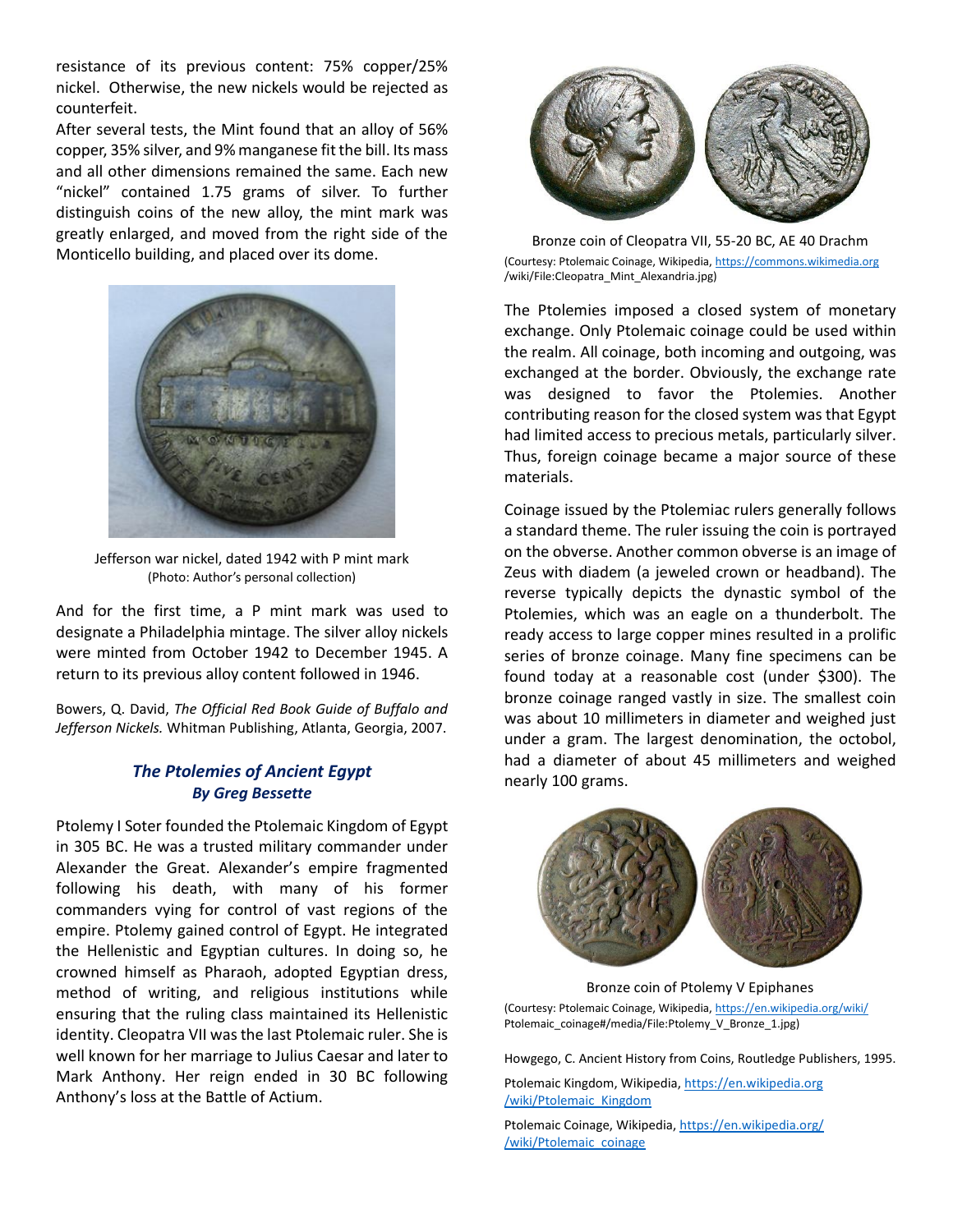resistance of its previous content: 75% copper/25% nickel. Otherwise, the new nickels would be rejected as counterfeit.

After several tests, the Mint found that an alloy of 56% copper, 35% silver, and 9% manganese fit the bill. Its mass and all other dimensions remained the same. Each new "nickel" contained 1.75 grams of silver. To further distinguish coins of the new alloy, the mint mark was greatly enlarged, and moved from the right side of the Monticello building, and placed over its dome.

Jefferson war nickel, dated 1942 with P mint mark
(Photo: Author's personal collection)

And for the first time, a P mint mark was used to designate a Philadelphia mintage. The silver alloy nickels were minted from October 1942 to December 1945. A return to its previous alloy content followed in 1946.

Bowers, Q. David, *The Official Red Book Guide of Buffalo and Jefferson Nickels.* Whitman Publishing, Atlanta, Georgia, 2007.

## *The Ptolemies of Ancient Egypt*
### *By Greg Bessette*

Ptolemy I Soter founded the Ptolemaic Kingdom of Egypt in 305 BC. He was a trusted military commander under Alexander the Great. Alexander's empire fragmented following his death, with many of his former commanders vying for control of vast regions of the empire. Ptolemy gained control of Egypt. He integrated the Hellenistic and Egyptian cultures. In doing so, he crowned himself as Pharaoh, adopted Egyptian dress, method of writing, and religious institutions while ensuring that the ruling class maintained its Hellenistic identity. Cleopatra VII was the last Ptolemaic ruler. She is well known for her marriage to Julius Caesar and later to Mark Anthony. Her reign ended in 30 BC following Anthony's loss at the Battle of Actium.

Bronze coin of Cleopatra VII, 55-20 BC, AE 40 Drachm
(Courtesy: Ptolemaic Coinage, Wikipedia, https://commons.wikimedia.org/wiki/File:Cleopatra_Mint_Alexandria.jpg)

The Ptolemies imposed a closed system of monetary exchange. Only Ptolemaic coinage could be used within the realm. All coinage, both incoming and outgoing, was exchanged at the border. Obviously, the exchange rate was designed to favor the Ptolemies. Another contributing reason for the closed system was that Egypt had limited access to precious metals, particularly silver. Thus, foreign coinage became a major source of these materials.

Coinage issued by the Ptolemiac rulers generally follows a standard theme. The ruler issuing the coin is portrayed on the obverse. Another common obverse is an image of Zeus with diadem (a jeweled crown or headband). The reverse typically depicts the dynastic symbol of the Ptolemies, which was an eagle on a thunderbolt. The ready access to large copper mines resulted in a prolific series of bronze coinage. Many fine specimens can be found today at a reasonable cost (under $300). The bronze coinage ranged vastly in size. The smallest coin was about 10 millimeters in diameter and weighed just under a gram. The largest denomination, the octobol, had a diameter of about 45 millimeters and weighed nearly 100 grams.

Bronze coin of Ptolemy V Epiphanes
(Courtesy: Ptolemaic Coinage, Wikipedia, https://en.wikipedia.org/wiki/Ptolemaic_coinage#/media/File:Ptolemy_V_Bronze_1.jpg)

Howgego, C. Ancient History from Coins, Routledge Publishers, 1995.

Ptolemaic Kingdom, Wikipedia, https://en.wikipedia.org/wiki/Ptolemaic_Kingdom

Ptolemaic Coinage, Wikipedia, https://en.wikipedia.org//wiki/Ptolemaic_coinage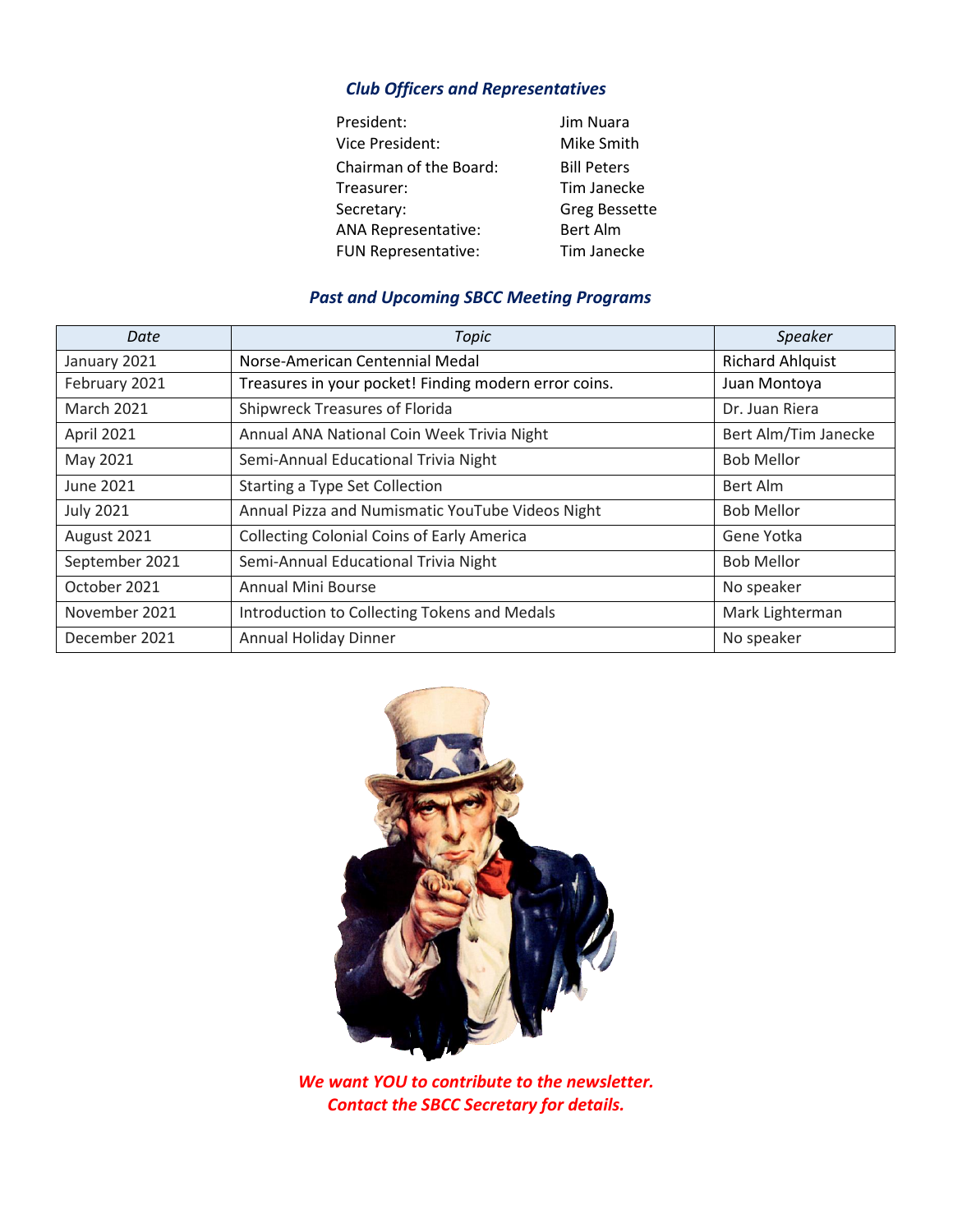### *Club Officers and Representatives*

| | |
|---|---|
| President: | Jim Nuara |
| Vice President: | Mike Smith |
| Chairman of the Board: | Bill Peters |
| Treasurer: | Tim Janecke |
| Secretary: | Greg Bessette |
| ANA Representative: | Bert Alm |
| FUN Representative: | Tim Janecke |

### *Past and Upcoming SBCC Meeting Programs*

| *Date* | *Topic* | *Speaker* |
|---|---|---|
| January 2021 | Norse-American Centennial Medal | Richard Ahlquist |
| February 2021 | Treasures in your pocket! Finding modern error coins. | Juan Montoya |
| March 2021 | Shipwreck Treasures of Florida | Dr. Juan Riera |
| April 2021 | Annual ANA National Coin Week Trivia Night | Bert Alm/Tim Janecke |
| May 2021 | Semi-Annual Educational Trivia Night | Bob Mellor |
| June 2021 | Starting a Type Set Collection | Bert Alm |
| July 2021 | Annual Pizza and Numismatic YouTube Videos Night | Bob Mellor |
| August 2021 | Collecting Colonial Coins of Early America | Gene Yotka |
| September 2021 | Semi-Annual Educational Trivia Night | Bob Mellor |
| October 2021 | Annual Mini Bourse | No speaker |
| November 2021 | Introduction to Collecting Tokens and Medals | Mark Lighterman |
| December 2021 | Annual Holiday Dinner | No speaker |

***We want YOU to contribute to the newsletter.***
***Contact the SBCC Secretary for details.***